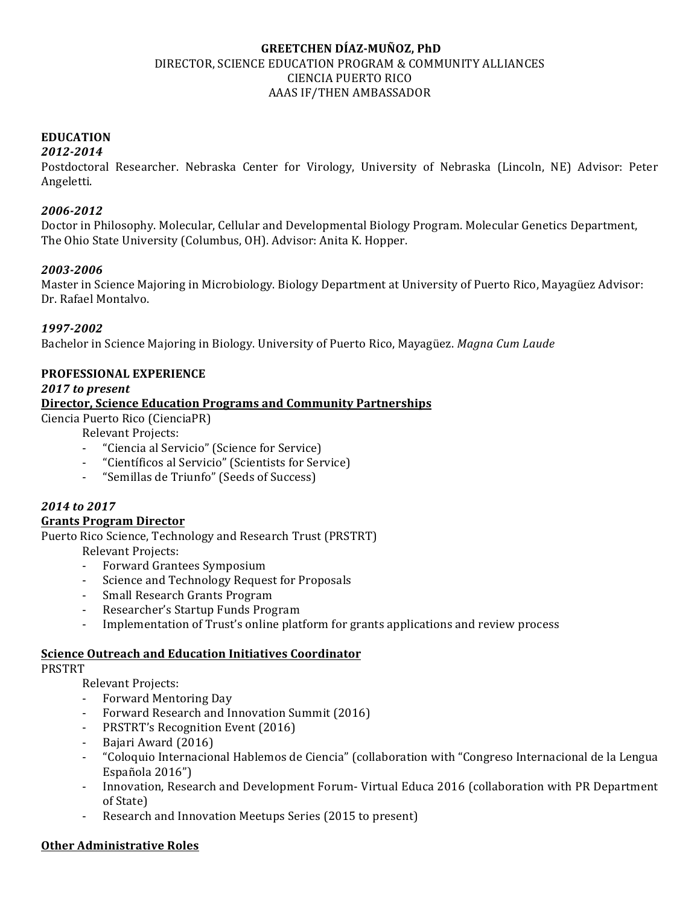# GREETCHEN DÍAZ-MUÑOZ, PhD

DIRECTOR, SCIENCE EDUCATION PROGRAM & COMMUNITY ALLIANCES
CIENCIA PUERTO RICO
AAAS IF/THEN AMBASSADOR

## EDUCATION

***2012-2014***

Postdoctoral Researcher. Nebraska Center for Virology, University of Nebraska (Lincoln, NE) Advisor: Peter Angeletti.

***2006-2012***

Doctor in Philosophy. Molecular, Cellular and Developmental Biology Program. Molecular Genetics Department, The Ohio State University (Columbus, OH). Advisor: Anita K. Hopper.

***2003-2006***

Master in Science Majoring in Microbiology. Biology Department at University of Puerto Rico, Mayagüez Advisor: Dr. Rafael Montalvo.

***1997-2002***

Bachelor in Science Majoring in Biology. University of Puerto Rico, Mayagüez. *Magna Cum Laude*

## PROFESSIONAL EXPERIENCE

***2017 to present***

**Director, Science Education Programs and Community Partnerships**

Ciencia Puerto Rico (CienciaPR)

Relevant Projects:

- "Ciencia al Servicio" (Science for Service)
- "Científicos al Servicio" (Scientists for Service)
- "Semillas de Triunfo" (Seeds of Success)

***2014 to 2017***

**Grants Program Director**

Puerto Rico Science, Technology and Research Trust (PRSTRT)

Relevant Projects:

- Forward Grantees Symposium
- Science and Technology Request for Proposals
- Small Research Grants Program
- Researcher's Startup Funds Program
- Implementation of Trust's online platform for grants applications and review process

**Science Outreach and Education Initiatives Coordinator**

PRSTRT

Relevant Projects:

- Forward Mentoring Day
- Forward Research and Innovation Summit (2016)
- PRSTRT's Recognition Event (2016)
- Bajari Award (2016)
- "Coloquio Internacional Hablemos de Ciencia" (collaboration with "Congreso Internacional de la Lengua Española 2016")
- Innovation, Research and Development Forum- Virtual Educa 2016 (collaboration with PR Department of State)
- Research and Innovation Meetups Series (2015 to present)

**Other Administrative Roles**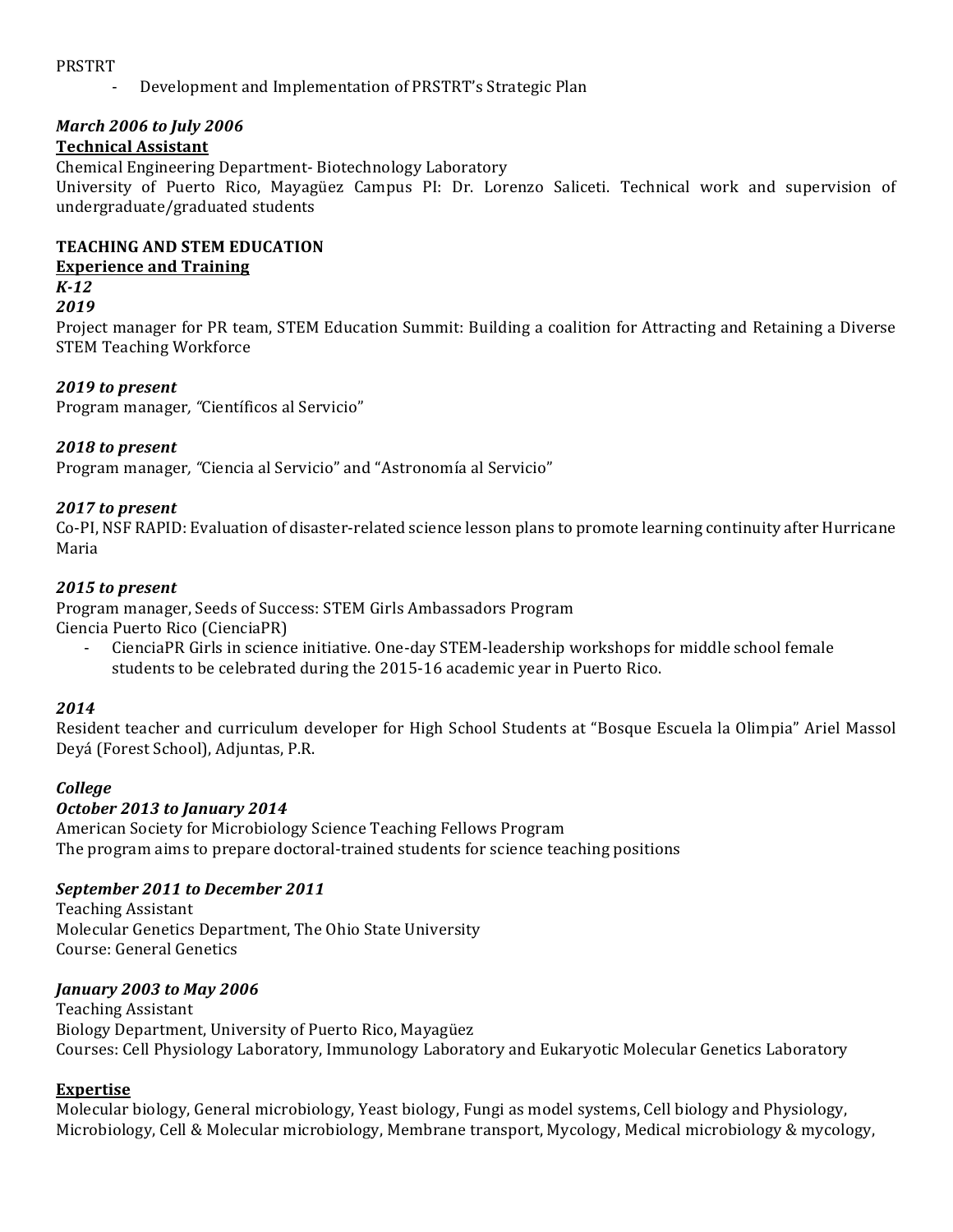PRSTRT

- Development and Implementation of PRSTRT's Strategic Plan

***March 2006 to July 2006***

**Technical Assistant**

Chemical Engineering Department- Biotechnology Laboratory

University of Puerto Rico, Mayagüez Campus PI: Dr. Lorenzo Saliceti. Technical work and supervision of undergraduate/graduated students

**TEACHING AND STEM EDUCATION**

**Experience and Training**

***K-12***

***2019***

Project manager for PR team, STEM Education Summit: Building a coalition for Attracting and Retaining a Diverse STEM Teaching Workforce

***2019 to present***

Program manager, "Científicos al Servicio"

***2018 to present***

Program manager, "Ciencia al Servicio" and "Astronomía al Servicio"

***2017 to present***

Co-PI, NSF RAPID: Evaluation of disaster-related science lesson plans to promote learning continuity after Hurricane Maria

***2015 to present***

Program manager, Seeds of Success: STEM Girls Ambassadors Program

Ciencia Puerto Rico (CienciaPR)

- CienciaPR Girls in science initiative. One-day STEM-leadership workshops for middle school female students to be celebrated during the 2015-16 academic year in Puerto Rico.

***2014***

Resident teacher and curriculum developer for High School Students at "Bosque Escuela la Olimpia" Ariel Massol Deyá (Forest School), Adjuntas, P.R.

***College***

***October 2013 to January 2014***

American Society for Microbiology Science Teaching Fellows Program

The program aims to prepare doctoral-trained students for science teaching positions

***September 2011 to December 2011***

Teaching Assistant

Molecular Genetics Department, The Ohio State University

Course: General Genetics

***January 2003 to May 2006***

Teaching Assistant

Biology Department, University of Puerto Rico, Mayagüez

Courses: Cell Physiology Laboratory, Immunology Laboratory and Eukaryotic Molecular Genetics Laboratory

**Expertise**

Molecular biology, General microbiology, Yeast biology, Fungi as model systems, Cell biology and Physiology, Microbiology, Cell & Molecular microbiology, Membrane transport, Mycology, Medical microbiology & mycology,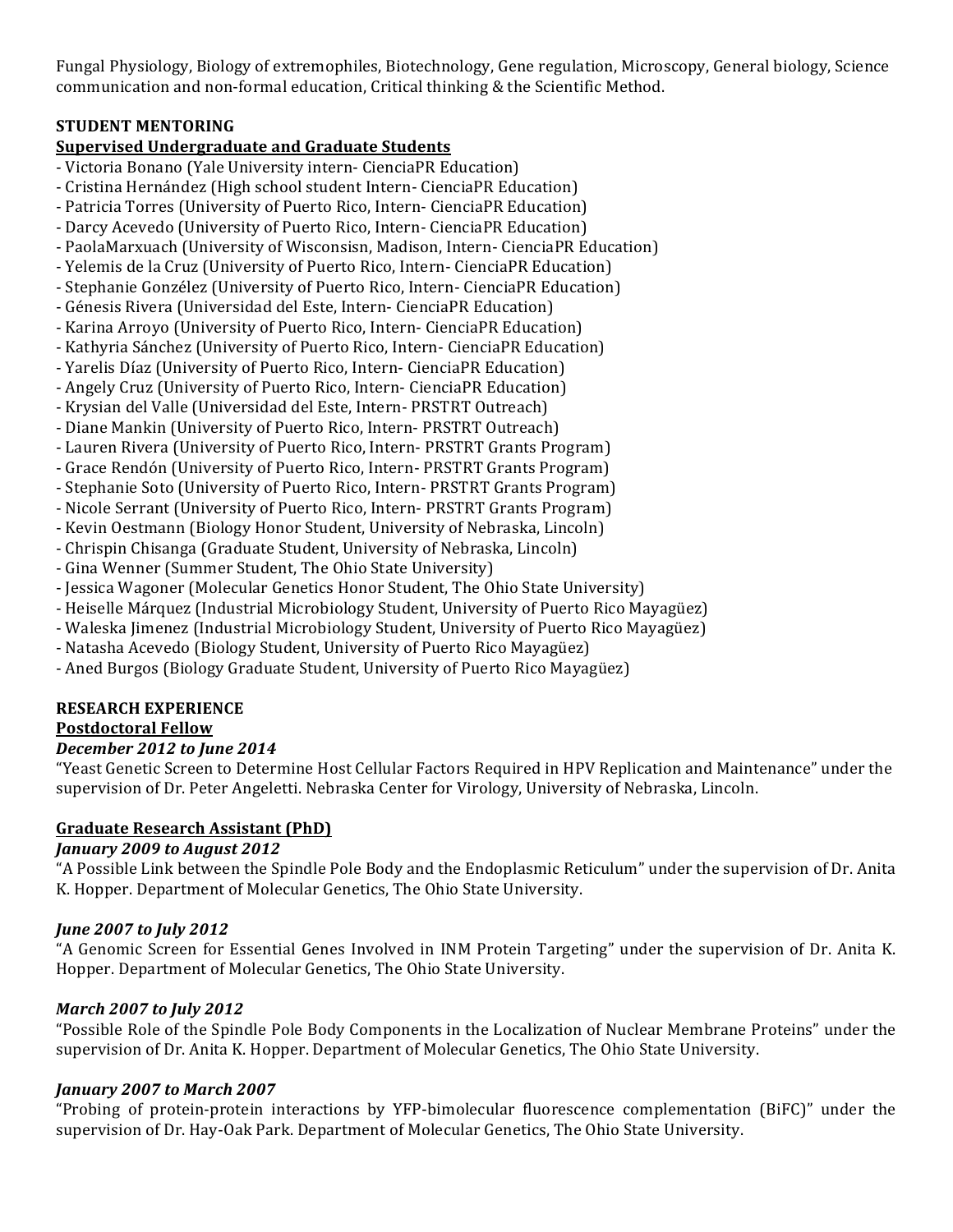Fungal Physiology, Biology of extremophiles, Biotechnology, Gene regulation, Microscopy, General biology, Science communication and non-formal education, Critical thinking & the Scientific Method.

## STUDENT MENTORING

### Supervised Undergraduate and Graduate Students

- Victoria Bonano (Yale University intern- CienciaPR Education)
- Cristina Hernández (High school student Intern- CienciaPR Education)
- Patricia Torres (University of Puerto Rico, Intern- CienciaPR Education)
- Darcy Acevedo (University of Puerto Rico, Intern- CienciaPR Education)
- PaolaMarxuach (University of Wisconsisn, Madison, Intern- CienciaPR Education)
- Yelemis de la Cruz (University of Puerto Rico, Intern- CienciaPR Education)
- Stephanie Gonzélez (University of Puerto Rico, Intern- CienciaPR Education)
- Génesis Rivera (Universidad del Este, Intern- CienciaPR Education)
- Karina Arroyo (University of Puerto Rico, Intern- CienciaPR Education)
- Kathyria Sánchez (University of Puerto Rico, Intern- CienciaPR Education)
- Yarelis Díaz (University of Puerto Rico, Intern- CienciaPR Education)
- Angely Cruz (University of Puerto Rico, Intern- CienciaPR Education)
- Krysian del Valle (Universidad del Este, Intern- PRSTRT Outreach)
- Diane Mankin (University of Puerto Rico, Intern- PRSTRT Outreach)
- Lauren Rivera (University of Puerto Rico, Intern- PRSTRT Grants Program)
- Grace Rendón (University of Puerto Rico, Intern- PRSTRT Grants Program)
- Stephanie Soto (University of Puerto Rico, Intern- PRSTRT Grants Program)
- Nicole Serrant (University of Puerto Rico, Intern- PRSTRT Grants Program)
- Kevin Oestmann (Biology Honor Student, University of Nebraska, Lincoln)
- Chrispin Chisanga (Graduate Student, University of Nebraska, Lincoln)
- Gina Wenner (Summer Student, The Ohio State University)
- Jessica Wagoner (Molecular Genetics Honor Student, The Ohio State University)
- Heiselle Márquez (Industrial Microbiology Student, University of Puerto Rico Mayagüez)
- Waleska Jimenez (Industrial Microbiology Student, University of Puerto Rico Mayagüez)
- Natasha Acevedo (Biology Student, University of Puerto Rico Mayagüez)
- Aned Burgos (Biology Graduate Student, University of Puerto Rico Mayagüez)

## RESEARCH EXPERIENCE

### Postdoctoral Fellow

***December 2012 to June 2014***

"Yeast Genetic Screen to Determine Host Cellular Factors Required in HPV Replication and Maintenance" under the supervision of Dr. Peter Angeletti. Nebraska Center for Virology, University of Nebraska, Lincoln.

### Graduate Research Assistant (PhD)

***January 2009 to August 2012***

"A Possible Link between the Spindle Pole Body and the Endoplasmic Reticulum" under the supervision of Dr. Anita K. Hopper. Department of Molecular Genetics, The Ohio State University.

***June 2007 to July 2012***

"A Genomic Screen for Essential Genes Involved in INM Protein Targeting" under the supervision of Dr. Anita K. Hopper. Department of Molecular Genetics, The Ohio State University.

***March 2007 to July 2012***

"Possible Role of the Spindle Pole Body Components in the Localization of Nuclear Membrane Proteins" under the supervision of Dr. Anita K. Hopper. Department of Molecular Genetics, The Ohio State University.

***January 2007 to March 2007***

"Probing of protein-protein interactions by YFP-bimolecular fluorescence complementation (BiFC)" under the supervision of Dr. Hay-Oak Park. Department of Molecular Genetics, The Ohio State University.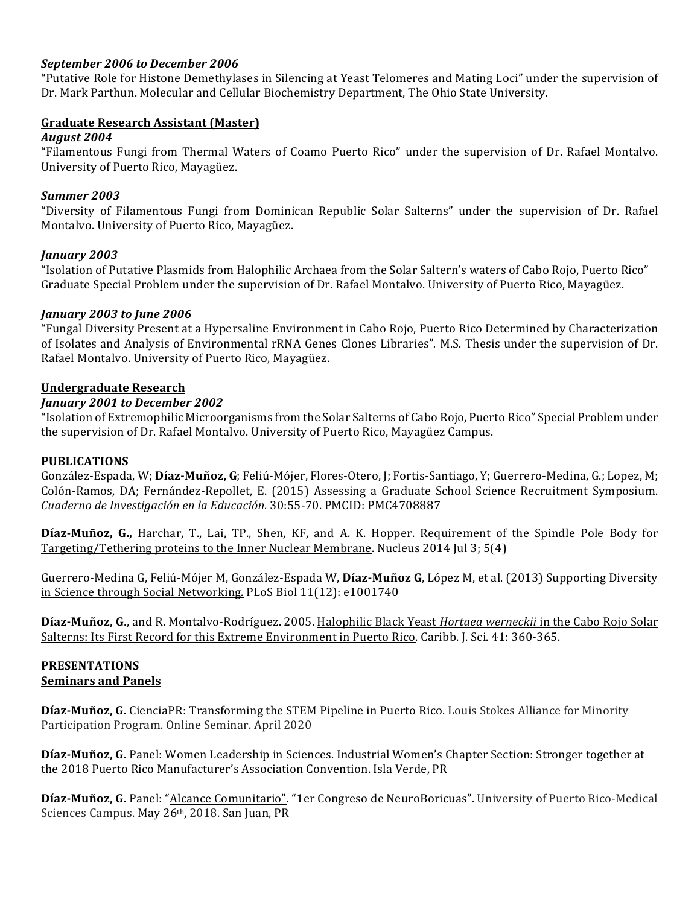***September 2006 to December 2006***
"Putative Role for Histone Demethylases in Silencing at Yeast Telomeres and Mating Loci" under the supervision of Dr. Mark Parthun. Molecular and Cellular Biochemistry Department, The Ohio State University.

**<u>Graduate Research Assistant (Master)</u>**
***August 2004***
"Filamentous Fungi from Thermal Waters of Coamo Puerto Rico" under the supervision of Dr. Rafael Montalvo. University of Puerto Rico, Mayagüez.

***Summer 2003***
"Diversity of Filamentous Fungi from Dominican Republic Solar Salterns" under the supervision of Dr. Rafael Montalvo. University of Puerto Rico, Mayagüez.

***January 2003***
"Isolation of Putative Plasmids from Halophilic Archaea from the Solar Saltern's waters of Cabo Rojo, Puerto Rico" Graduate Special Problem under the supervision of Dr. Rafael Montalvo. University of Puerto Rico, Mayagüez.

***January 2003 to June 2006***
"Fungal Diversity Present at a Hypersaline Environment in Cabo Rojo, Puerto Rico Determined by Characterization of Isolates and Analysis of Environmental rRNA Genes Clones Libraries". M.S. Thesis under the supervision of Dr. Rafael Montalvo. University of Puerto Rico, Mayagüez.

**<u>Undergraduate Research</u>**
***January 2001 to December 2002***
"Isolation of Extremophilic Microorganisms from the Solar Salterns of Cabo Rojo, Puerto Rico" Special Problem under the supervision of Dr. Rafael Montalvo. University of Puerto Rico, Mayagüez Campus.

**PUBLICATIONS**
González-Espada, W; **Díaz-Muñoz, G**; Feliú-Mójer, Flores-Otero, J; Fortis-Santiago, Y; Guerrero-Medina, G.; Lopez, M; Colón-Ramos, DA; Fernández-Repollet, E. (2015) Assessing a Graduate School Science Recruitment Symposium. *Cuaderno de Investigación en la Educación*. 30:55-70. PMCID: PMC4708887

**Díaz-Muñoz, G.,** Harchar, T., Lai, TP., Shen, KF, and A. K. Hopper. <u>Requirement of the Spindle Pole Body for Targeting/Tethering proteins to the Inner Nuclear Membrane</u>. Nucleus 2014 Jul 3; 5(4)

Guerrero-Medina G, Feliú-Mójer M, González-Espada W, **Díaz-Muñoz G**, López M, et al. (2013) <u>Supporting Diversity in Science through Social Networking.</u> PLoS Biol 11(12): e1001740

**Díaz-Muñoz, G.**, and R. Montalvo-Rodríguez. 2005. <u>Halophilic Black Yeast *Hortaea werneckii* in the Cabo Rojo Solar Salterns: Its First Record for this Extreme Environment in Puerto Rico</u>. Caribb. J. Sci. 41: 360-365.

**PRESENTATIONS**
**<u>Seminars and Panels</u>**

**Díaz-Muñoz, G.** CienciaPR: Transforming the STEM Pipeline in Puerto Rico. Louis Stokes Alliance for Minority Participation Program. Online Seminar. April 2020

**Díaz-Muñoz, G.** Panel: <u>Women Leadership in Sciences.</u> Industrial Women's Chapter Section: Stronger together at the 2018 Puerto Rico Manufacturer's Association Convention. Isla Verde, PR

**Díaz-Muñoz, G.** Panel: "<u>Alcance Comunitario</u>". "1er Congreso de NeuroBoricuas". University of Puerto Rico-Medical Sciences Campus. May 26th, 2018. San Juan, PR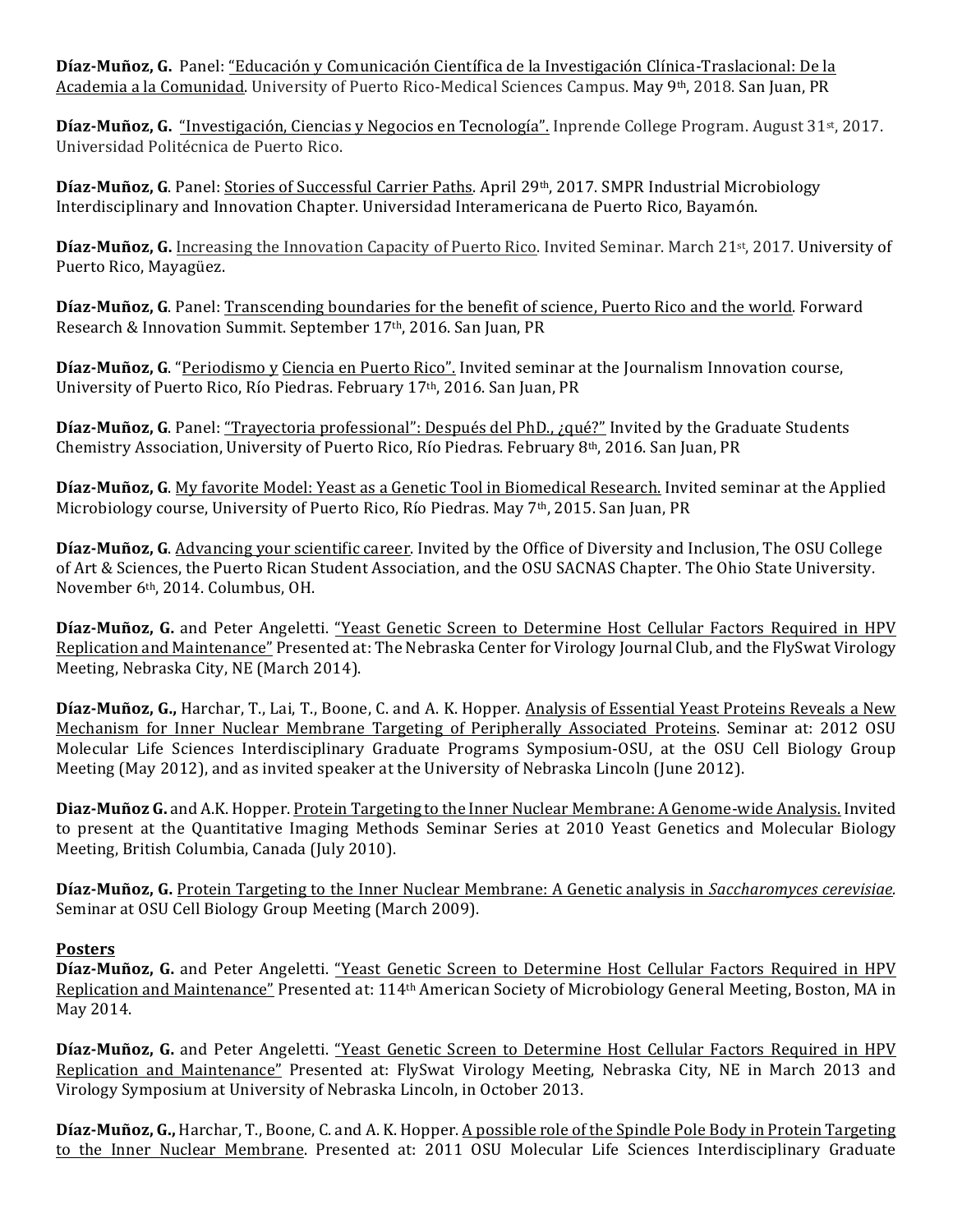**Díaz-Muñoz, G.** Panel: "Educación y Comunicación Científica de la Investigación Clínica-Traslacional: De la Academia a la Comunidad. University of Puerto Rico-Medical Sciences Campus. May 9th, 2018. San Juan, PR

**Díaz-Muñoz, G.** "Investigación, Ciencias y Negocios en Tecnología". Inprende College Program. August 31st, 2017. Universidad Politécnica de Puerto Rico.

**Díaz-Muñoz, G**. Panel: Stories of Successful Carrier Paths. April 29th, 2017. SMPR Industrial Microbiology Interdisciplinary and Innovation Chapter. Universidad Interamericana de Puerto Rico, Bayamón.

**Díaz-Muñoz, G.** Increasing the Innovation Capacity of Puerto Rico. Invited Seminar. March 21st, 2017. University of Puerto Rico, Mayagüez.

**Díaz-Muñoz, G**. Panel: Transcending boundaries for the benefit of science, Puerto Rico and the world. Forward Research & Innovation Summit. September 17th, 2016. San Juan, PR

**Díaz-Muñoz, G**. "Periodismo y Ciencia en Puerto Rico". Invited seminar at the Journalism Innovation course, University of Puerto Rico, Río Piedras. February 17th, 2016. San Juan, PR

**Díaz-Muñoz, G**. Panel: "Trayectoria professional": Después del PhD., ¿qué?" Invited by the Graduate Students Chemistry Association, University of Puerto Rico, Río Piedras. February 8th, 2016. San Juan, PR

**Díaz-Muñoz, G**. My favorite Model: Yeast as a Genetic Tool in Biomedical Research. Invited seminar at the Applied Microbiology course, University of Puerto Rico, Río Piedras. May 7th, 2015. San Juan, PR

**Díaz-Muñoz, G**. Advancing your scientific career. Invited by the Office of Diversity and Inclusion, The OSU College of Art & Sciences, the Puerto Rican Student Association, and the OSU SACNAS Chapter. The Ohio State University. November 6th, 2014. Columbus, OH.

**Díaz-Muñoz, G.** and Peter Angeletti. "Yeast Genetic Screen to Determine Host Cellular Factors Required in HPV Replication and Maintenance" Presented at: The Nebraska Center for Virology Journal Club, and the FlySwat Virology Meeting, Nebraska City, NE (March 2014).

**Díaz-Muñoz, G.,** Harchar, T., Lai, T., Boone, C. and A. K. Hopper. Analysis of Essential Yeast Proteins Reveals a New Mechanism for Inner Nuclear Membrane Targeting of Peripherally Associated Proteins. Seminar at: 2012 OSU Molecular Life Sciences Interdisciplinary Graduate Programs Symposium-OSU, at the OSU Cell Biology Group Meeting (May 2012), and as invited speaker at the University of Nebraska Lincoln (June 2012).

**Diaz-Muñoz G.** and A.K. Hopper. Protein Targeting to the Inner Nuclear Membrane: A Genome-wide Analysis. Invited to present at the Quantitative Imaging Methods Seminar Series at 2010 Yeast Genetics and Molecular Biology Meeting, British Columbia, Canada (July 2010).

**Díaz-Muñoz, G.** Protein Targeting to the Inner Nuclear Membrane: A Genetic analysis in *Saccharomyces cerevisiae.* Seminar at OSU Cell Biology Group Meeting (March 2009).

**Posters**

**Díaz-Muñoz, G.** and Peter Angeletti. "Yeast Genetic Screen to Determine Host Cellular Factors Required in HPV Replication and Maintenance" Presented at: 114th American Society of Microbiology General Meeting, Boston, MA in May 2014.

**Díaz-Muñoz, G.** and Peter Angeletti. "Yeast Genetic Screen to Determine Host Cellular Factors Required in HPV Replication and Maintenance" Presented at: FlySwat Virology Meeting, Nebraska City, NE in March 2013 and Virology Symposium at University of Nebraska Lincoln, in October 2013.

**Díaz-Muñoz, G.,** Harchar, T., Boone, C. and A. K. Hopper. A possible role of the Spindle Pole Body in Protein Targeting to the Inner Nuclear Membrane. Presented at: 2011 OSU Molecular Life Sciences Interdisciplinary Graduate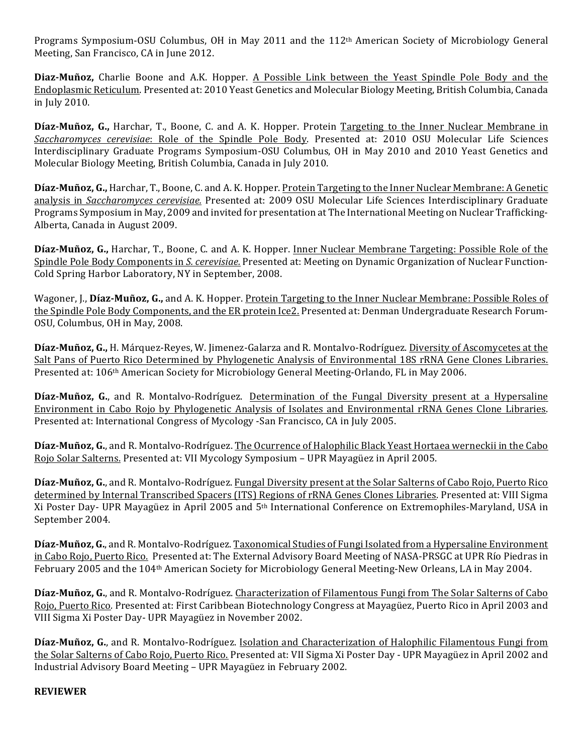Programs Symposium-OSU Columbus, OH in May 2011 and the 112th American Society of Microbiology General Meeting, San Francisco, CA in June 2012.

**Diaz-Muñoz,** Charlie Boone and A.K. Hopper. A Possible Link between the Yeast Spindle Pole Body and the Endoplasmic Reticulum. Presented at: 2010 Yeast Genetics and Molecular Biology Meeting, British Columbia, Canada in July 2010.

**Díaz-Muñoz, G.,** Harchar, T., Boone, C. and A. K. Hopper. Protein Targeting to the Inner Nuclear Membrane in *Saccharomyces cerevisiae*: Role of the Spindle Pole Body. Presented at: 2010 OSU Molecular Life Sciences Interdisciplinary Graduate Programs Symposium-OSU Columbus, OH in May 2010 and 2010 Yeast Genetics and Molecular Biology Meeting, British Columbia, Canada in July 2010.

**Díaz-Muñoz, G.,** Harchar, T., Boone, C. and A. K. Hopper. Protein Targeting to the Inner Nuclear Membrane: A Genetic analysis in *Saccharomyces cerevisiae.* Presented at: 2009 OSU Molecular Life Sciences Interdisciplinary Graduate Programs Symposium in May, 2009 and invited for presentation at The International Meeting on Nuclear Trafficking-Alberta, Canada in August 2009.

**Díaz-Muñoz, G.,** Harchar, T., Boone, C. and A. K. Hopper. Inner Nuclear Membrane Targeting: Possible Role of the Spindle Pole Body Components in *S. cerevisiae.* Presented at: Meeting on Dynamic Organization of Nuclear Function-Cold Spring Harbor Laboratory, NY in September, 2008.

Wagoner, J., **Díaz-Muñoz, G.,** and A. K. Hopper. Protein Targeting to the Inner Nuclear Membrane: Possible Roles of the Spindle Pole Body Components, and the ER protein Ice2. Presented at: Denman Undergraduate Research Forum-OSU, Columbus, OH in May, 2008.

**Díaz-Muñoz, G.,** H. Márquez-Reyes, W. Jimenez-Galarza and R. Montalvo-Rodríguez. Diversity of Ascomycetes at the Salt Pans of Puerto Rico Determined by Phylogenetic Analysis of Environmental 18S rRNA Gene Clones Libraries. Presented at: 106th American Society for Microbiology General Meeting-Orlando, FL in May 2006.

**Díaz-Muñoz, G.**, and R. Montalvo-Rodríguez. Determination of the Fungal Diversity present at a Hypersaline Environment in Cabo Rojo by Phylogenetic Analysis of Isolates and Environmental rRNA Genes Clone Libraries. Presented at: International Congress of Mycology -San Francisco, CA in July 2005.

**Díaz-Muñoz, G.**, and R. Montalvo-Rodríguez. The Ocurrence of Halophilic Black Yeast Hortaea werneckii in the Cabo Rojo Solar Salterns. Presented at: VII Mycology Symposium – UPR Mayagüez in April 2005.

**Díaz-Muñoz, G.**, and R. Montalvo-Rodríguez. Fungal Diversity present at the Solar Salterns of Cabo Rojo, Puerto Rico determined by Internal Transcribed Spacers (ITS) Regions of rRNA Genes Clones Libraries. Presented at: VIII Sigma Xi Poster Day- UPR Mayagüez in April 2005 and 5th International Conference on Extremophiles-Maryland, USA in September 2004.

**Díaz-Muñoz, G.**, and R. Montalvo-Rodríguez. Taxonomical Studies of Fungi Isolated from a Hypersaline Environment in Cabo Rojo, Puerto Rico. Presented at: The External Advisory Board Meeting of NASA-PRSGC at UPR Río Piedras in February 2005 and the 104th American Society for Microbiology General Meeting-New Orleans, LA in May 2004.

**Díaz-Muñoz, G.**, and R. Montalvo-Rodríguez. Characterization of Filamentous Fungi from The Solar Salterns of Cabo Rojo, Puerto Rico. Presented at: First Caribbean Biotechnology Congress at Mayagüez, Puerto Rico in April 2003 and VIII Sigma Xi Poster Day- UPR Mayagüez in November 2002.

**Díaz-Muñoz, G.**, and R. Montalvo-Rodríguez. Isolation and Characterization of Halophilic Filamentous Fungi from the Solar Salterns of Cabo Rojo, Puerto Rico. Presented at: VII Sigma Xi Poster Day - UPR Mayagüez in April 2002 and Industrial Advisory Board Meeting – UPR Mayagüez in February 2002.

**REVIEWER**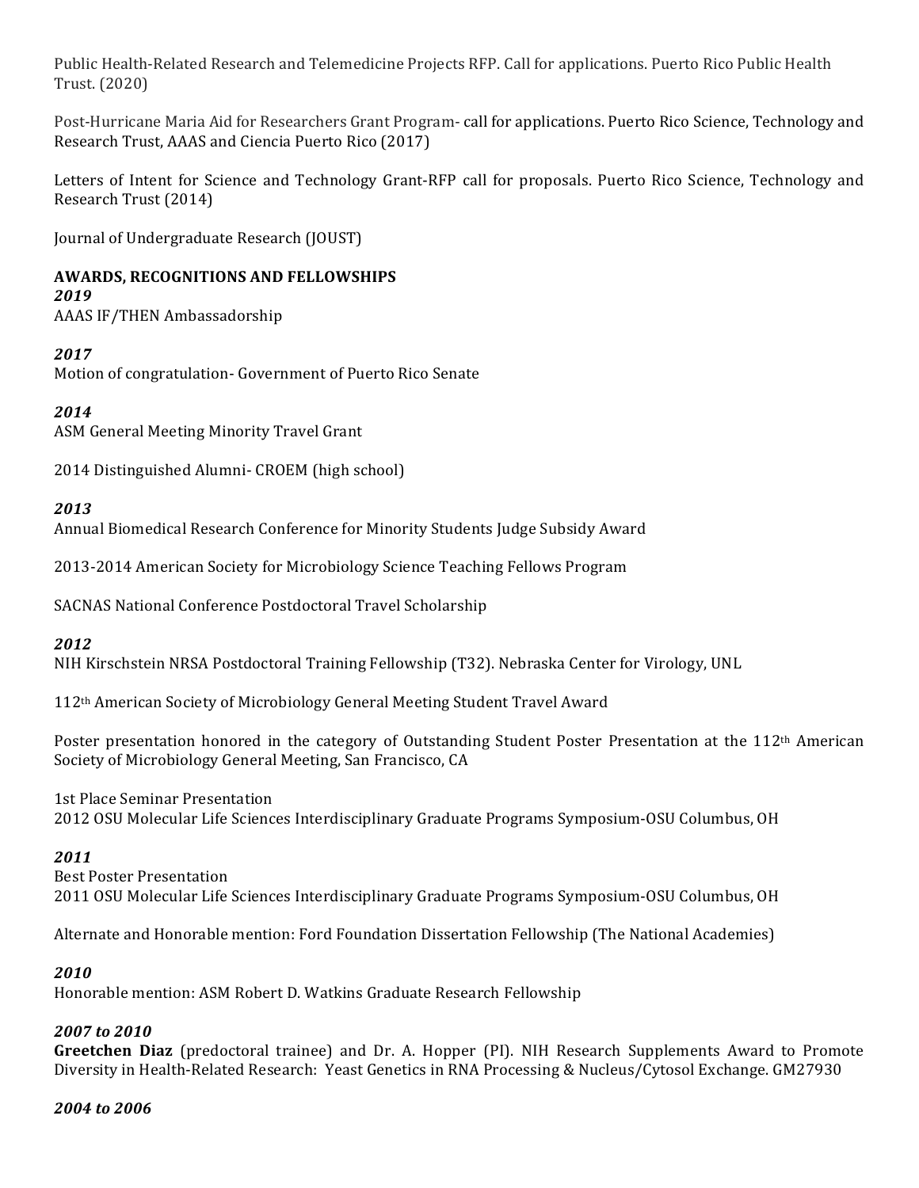Public Health-Related Research and Telemedicine Projects RFP. Call for applications. Puerto Rico Public Health Trust. (2020)

Post-Hurricane Maria Aid for Researchers Grant Program- call for applications. Puerto Rico Science, Technology and Research Trust, AAAS and Ciencia Puerto Rico (2017)

Letters of Intent for Science and Technology Grant-RFP call for proposals. Puerto Rico Science, Technology and Research Trust (2014)

Journal of Undergraduate Research (JOUST)

**AWARDS, RECOGNITIONS AND FELLOWSHIPS**

***2019***

AAAS IF/THEN Ambassadorship

***2017***

Motion of congratulation- Government of Puerto Rico Senate

***2014***

ASM General Meeting Minority Travel Grant

2014 Distinguished Alumni- CROEM (high school)

***2013***

Annual Biomedical Research Conference for Minority Students Judge Subsidy Award

2013-2014 American Society for Microbiology Science Teaching Fellows Program

SACNAS National Conference Postdoctoral Travel Scholarship

***2012***

NIH Kirschstein NRSA Postdoctoral Training Fellowship (T32). Nebraska Center for Virology, UNL

112th American Society of Microbiology General Meeting Student Travel Award

Poster presentation honored in the category of Outstanding Student Poster Presentation at the 112th American Society of Microbiology General Meeting, San Francisco, CA

1st Place Seminar Presentation
2012 OSU Molecular Life Sciences Interdisciplinary Graduate Programs Symposium-OSU Columbus, OH

***2011***

Best Poster Presentation
2011 OSU Molecular Life Sciences Interdisciplinary Graduate Programs Symposium-OSU Columbus, OH

Alternate and Honorable mention: Ford Foundation Dissertation Fellowship (The National Academies)

***2010***

Honorable mention: ASM Robert D. Watkins Graduate Research Fellowship

***2007 to 2010***

**Greetchen Diaz** (predoctoral trainee) and Dr. A. Hopper (PI). NIH Research Supplements Award to Promote Diversity in Health-Related Research: Yeast Genetics in RNA Processing & Nucleus/Cytosol Exchange. GM27930

***2004 to 2006***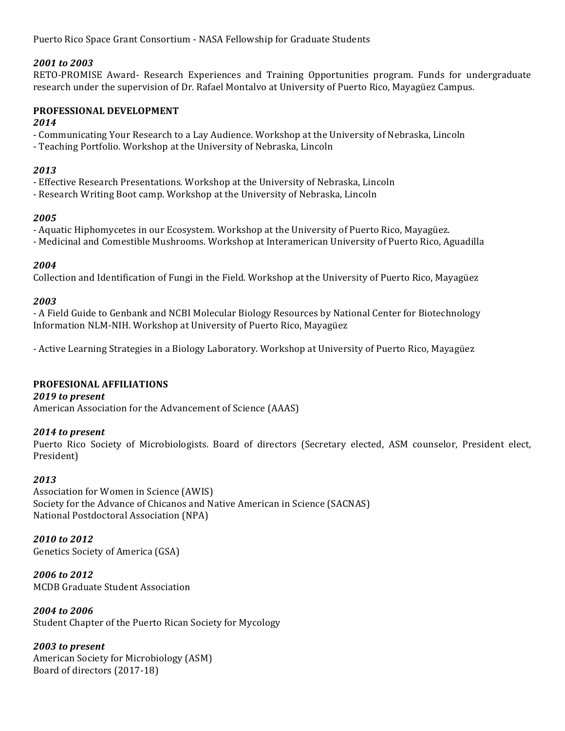Puerto Rico Space Grant Consortium - NASA Fellowship for Graduate Students

***2001 to 2003***
RETO-PROMISE Award- Research Experiences and Training Opportunities program. Funds for undergraduate research under the supervision of Dr. Rafael Montalvo at University of Puerto Rico, Mayagüez Campus.

## PROFESSIONAL DEVELOPMENT

***2014***
- Communicating Your Research to a Lay Audience. Workshop at the University of Nebraska, Lincoln
- Teaching Portfolio. Workshop at the University of Nebraska, Lincoln

***2013***
- Effective Research Presentations. Workshop at the University of Nebraska, Lincoln
- Research Writing Boot camp. Workshop at the University of Nebraska, Lincoln

***2005***
- Aquatic Hiphomycetes in our Ecosystem. Workshop at the University of Puerto Rico, Mayagüez.
- Medicinal and Comestible Mushrooms. Workshop at Interamerican University of Puerto Rico, Aguadilla

***2004***
Collection and Identification of Fungi in the Field. Workshop at the University of Puerto Rico, Mayagüez

***2003***
- A Field Guide to Genbank and NCBI Molecular Biology Resources by National Center for Biotechnology Information NLM-NIH. Workshop at University of Puerto Rico, Mayagüez

- Active Learning Strategies in a Biology Laboratory. Workshop at University of Puerto Rico, Mayagüez

## PROFESIONAL AFFILIATIONS

***2019 to present***
American Association for the Advancement of Science (AAAS)

***2014 to present***
Puerto Rico Society of Microbiologists. Board of directors (Secretary elected, ASM counselor, President elect, President)

***2013***
Association for Women in Science (AWIS)
Society for the Advance of Chicanos and Native American in Science (SACNAS)
National Postdoctoral Association (NPA)

***2010 to 2012***
Genetics Society of America (GSA)

***2006 to 2012***
MCDB Graduate Student Association

***2004 to 2006***
Student Chapter of the Puerto Rican Society for Mycology

***2003 to present***
American Society for Microbiology (ASM)
Board of directors (2017-18)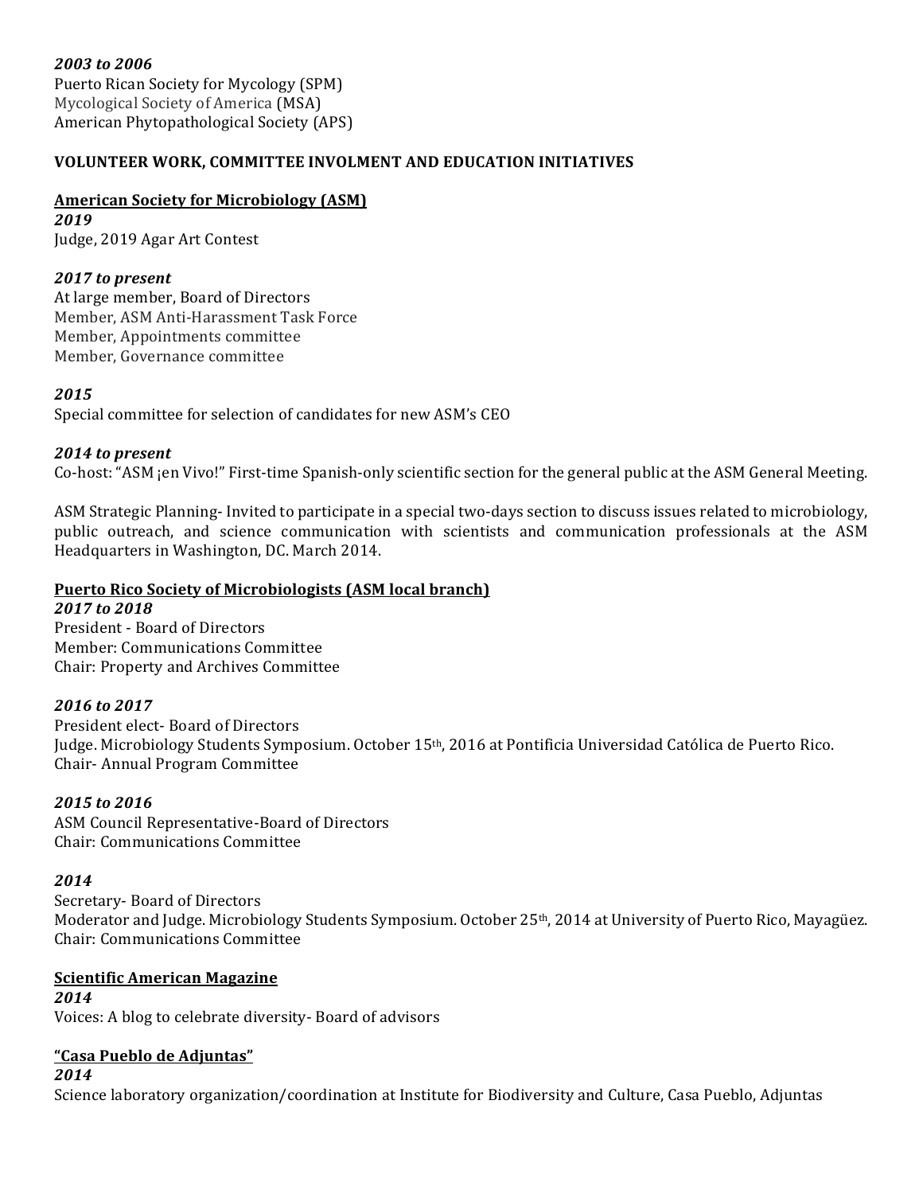***2003 to 2006***
Puerto Rican Society for Mycology (SPM)
Mycological Society of America (MSA)
American Phytopathological Society (APS)

**VOLUNTEER WORK, COMMITTEE INVOLMENT AND EDUCATION INITIATIVES**

**American Society for Microbiology (ASM)**

***2019***
Judge, 2019 Agar Art Contest

***2017 to present***
At large member, Board of Directors
Member, ASM Anti-Harassment Task Force
Member, Appointments committee
Member, Governance committee

***2015***
Special committee for selection of candidates for new ASM's CEO

***2014 to present***
Co-host: "ASM ¡en Vivo!" First-time Spanish-only scientific section for the general public at the ASM General Meeting.

ASM Strategic Planning- Invited to participate in a special two-days section to discuss issues related to microbiology, public outreach, and science communication with scientists and communication professionals at the ASM Headquarters in Washington, DC. March 2014.

**Puerto Rico Society of Microbiologists (ASM local branch)**

***2017 to 2018***
President - Board of Directors
Member: Communications Committee
Chair: Property and Archives Committee

***2016 to 2017***
President elect- Board of Directors
Judge. Microbiology Students Symposium. October 15th, 2016 at Pontificia Universidad Católica de Puerto Rico.
Chair- Annual Program Committee

***2015 to 2016***
ASM Council Representative-Board of Directors
Chair: Communications Committee

***2014***
Secretary- Board of Directors
Moderator and Judge. Microbiology Students Symposium. October 25th, 2014 at University of Puerto Rico, Mayagüez.
Chair: Communications Committee

**Scientific American Magazine**

***2014***
Voices: A blog to celebrate diversity- Board of advisors

**"Casa Pueblo de Adjuntas"**

***2014***
Science laboratory organization/coordination at Institute for Biodiversity and Culture, Casa Pueblo, Adjuntas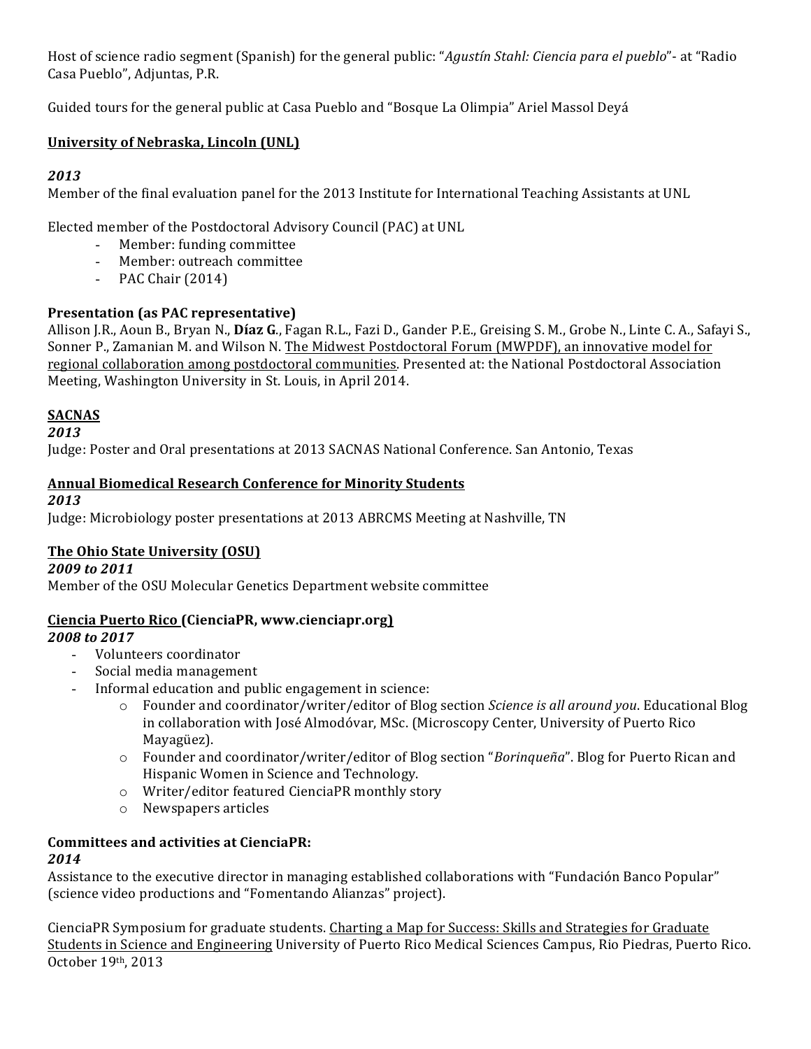Host of science radio segment (Spanish) for the general public: "*Agustín Stahl: Ciencia para el pueblo*"- at "Radio Casa Pueblo", Adjuntas, P.R.

Guided tours for the general public at Casa Pueblo and "Bosque La Olimpia" Ariel Massol Deyá

**University of Nebraska, Lincoln (UNL)**

***2013***

Member of the final evaluation panel for the 2013 Institute for International Teaching Assistants at UNL

Elected member of the Postdoctoral Advisory Council (PAC) at UNL

- Member: funding committee
- Member: outreach committee
- PAC Chair (2014)

**Presentation (as PAC representative)**

Allison J.R., Aoun B., Bryan N., **Díaz G.**, Fagan R.L., Fazi D., Gander P.E., Greising S. M., Grobe N., Linte C. A., Safayi S., Sonner P., Zamanian M. and Wilson N. The Midwest Postdoctoral Forum (MWPDF), an innovative model for regional collaboration among postdoctoral communities. Presented at: the National Postdoctoral Association Meeting, Washington University in St. Louis, in April 2014.

**SACNAS**

***2013***

Judge: Poster and Oral presentations at 2013 SACNAS National Conference. San Antonio, Texas

**Annual Biomedical Research Conference for Minority Students**

***2013***

Judge: Microbiology poster presentations at 2013 ABRCMS Meeting at Nashville, TN

**The Ohio State University (OSU)**

***2009 to 2011***

Member of the OSU Molecular Genetics Department website committee

**Ciencia Puerto Rico (CienciaPR, www.cienciapr.org)**

***2008 to 2017***

- Volunteers coordinator
- Social media management
- Informal education and public engagement in science:
  - Founder and coordinator/writer/editor of Blog section *Science is all around you*. Educational Blog in collaboration with José Almodóvar, MSc. (Microscopy Center, University of Puerto Rico Mayagüez).
  - Founder and coordinator/writer/editor of Blog section "*Borinqueña*". Blog for Puerto Rican and Hispanic Women in Science and Technology.
  - Writer/editor featured CienciaPR monthly story
  - Newspapers articles

**Committees and activities at CienciaPR:**

***2014***

Assistance to the executive director in managing established collaborations with "Fundación Banco Popular" (science video productions and "Fomentando Alianzas" project).

CienciaPR Symposium for graduate students. Charting a Map for Success: Skills and Strategies for Graduate Students in Science and Engineering University of Puerto Rico Medical Sciences Campus, Rio Piedras, Puerto Rico. October 19th, 2013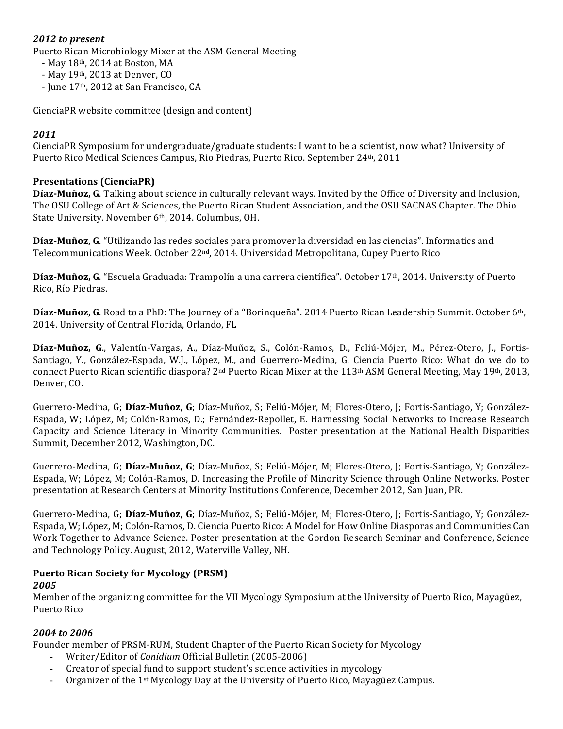***2012 to present***

Puerto Rican Microbiology Mixer at the ASM General Meeting

- May 18th, 2014 at Boston, MA
- May 19th, 2013 at Denver, CO
- June 17th, 2012 at San Francisco, CA

CienciaPR website committee (design and content)

***2011***

CienciaPR Symposium for undergraduate/graduate students: <u>I want to be a scientist, now what?</u> University of Puerto Rico Medical Sciences Campus, Rio Piedras, Puerto Rico. September 24th, 2011

**Presentations (CienciaPR)**

**Díaz-Muñoz, G**. Talking about science in culturally relevant ways. Invited by the Office of Diversity and Inclusion, The OSU College of Art & Sciences, the Puerto Rican Student Association, and the OSU SACNAS Chapter. The Ohio State University. November 6th, 2014. Columbus, OH.

**Díaz-Muñoz, G**. "Utilizando las redes sociales para promover la diversidad en las ciencias". Informatics and Telecommunications Week. October 22nd, 2014. Universidad Metropolitana, Cupey Puerto Rico

**Díaz-Muñoz, G**. "Escuela Graduada: Trampolín a una carrera científica". October 17th, 2014. University of Puerto Rico, Río Piedras.

**Díaz-Muñoz, G**. Road to a PhD: The Journey of a "Borinqueña". 2014 Puerto Rican Leadership Summit. October 6th, 2014. University of Central Florida, Orlando, FL

**Díaz-Muñoz, G**., Valentín-Vargas, A., Díaz-Muñoz, S., Colón-Ramos, D., Feliú-Mójer, M., Pérez-Otero, J., Fortis-Santiago, Y., González-Espada, W.J., López, M., and Guerrero-Medina, G. Ciencia Puerto Rico: What do we do to connect Puerto Rican scientific diaspora? 2nd Puerto Rican Mixer at the 113th ASM General Meeting, May 19th, 2013, Denver, CO.

Guerrero-Medina, G; **Díaz-Muñoz, G**; Díaz-Muñoz, S; Feliú-Mójer, M; Flores-Otero, J; Fortis-Santiago, Y; González-Espada, W; López, M; Colón-Ramos, D.; Fernández-Repollet, E. Harnessing Social Networks to Increase Research Capacity and Science Literacy in Minority Communities. Poster presentation at the National Health Disparities Summit, December 2012, Washington, DC.

Guerrero-Medina, G; **Díaz-Muñoz, G**; Díaz-Muñoz, S; Feliú-Mójer, M; Flores-Otero, J; Fortis-Santiago, Y; González-Espada, W; López, M; Colón-Ramos, D. Increasing the Profile of Minority Science through Online Networks. Poster presentation at Research Centers at Minority Institutions Conference, December 2012, San Juan, PR.

Guerrero-Medina, G; **Díaz-Muñoz, G**; Díaz-Muñoz, S; Feliú-Mójer, M; Flores-Otero, J; Fortis-Santiago, Y; González-Espada, W; López, M; Colón-Ramos, D. Ciencia Puerto Rico: A Model for How Online Diasporas and Communities Can Work Together to Advance Science. Poster presentation at the Gordon Research Seminar and Conference, Science and Technology Policy. August, 2012, Waterville Valley, NH.

**<u>Puerto Rican Society for Mycology (PRSM)</u>**

***2005***

Member of the organizing committee for the VII Mycology Symposium at the University of Puerto Rico, Mayagüez, Puerto Rico

***2004 to 2006***

Founder member of PRSM-RUM, Student Chapter of the Puerto Rican Society for Mycology

- Writer/Editor of *Conidium* Official Bulletin (2005-2006)
- Creator of special fund to support student's science activities in mycology
- Organizer of the 1st Mycology Day at the University of Puerto Rico, Mayagüez Campus.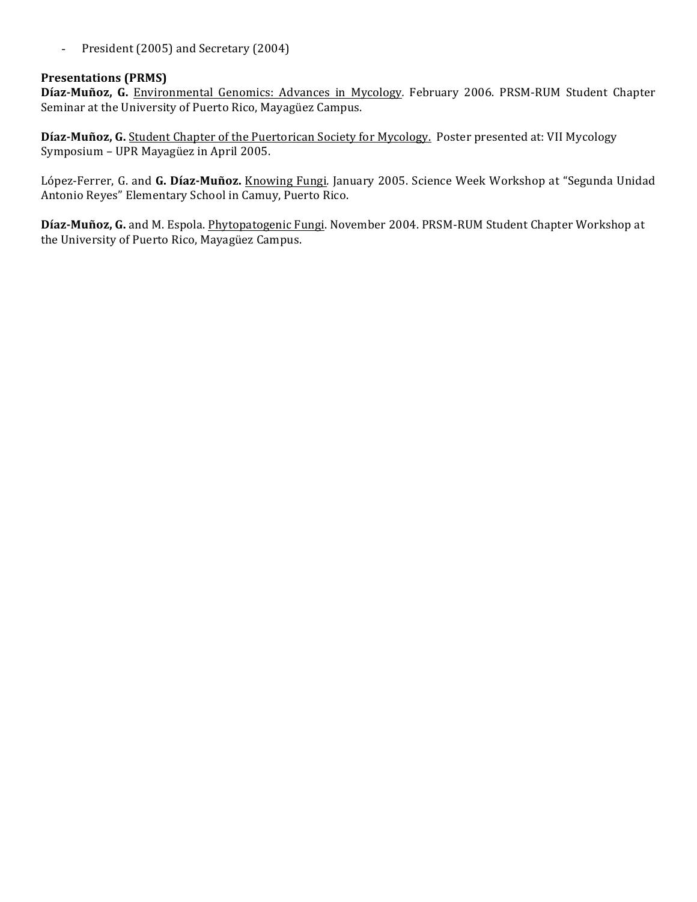- President (2005) and Secretary (2004)

**Presentations (PRMS)**

**Díaz-Muñoz, G.** Environmental Genomics: Advances in Mycology. February 2006. PRSM-RUM Student Chapter Seminar at the University of Puerto Rico, Mayagüez Campus.

**Díaz-Muñoz, G.** Student Chapter of the Puertorican Society for Mycology. Poster presented at: VII Mycology Symposium – UPR Mayagüez in April 2005.

López-Ferrer, G. and **G. Díaz-Muñoz.** Knowing Fungi. January 2005. Science Week Workshop at "Segunda Unidad Antonio Reyes" Elementary School in Camuy, Puerto Rico.

**Díaz-Muñoz, G.** and M. Espola. Phytopatogenic Fungi. November 2004. PRSM-RUM Student Chapter Workshop at the University of Puerto Rico, Mayagüez Campus.